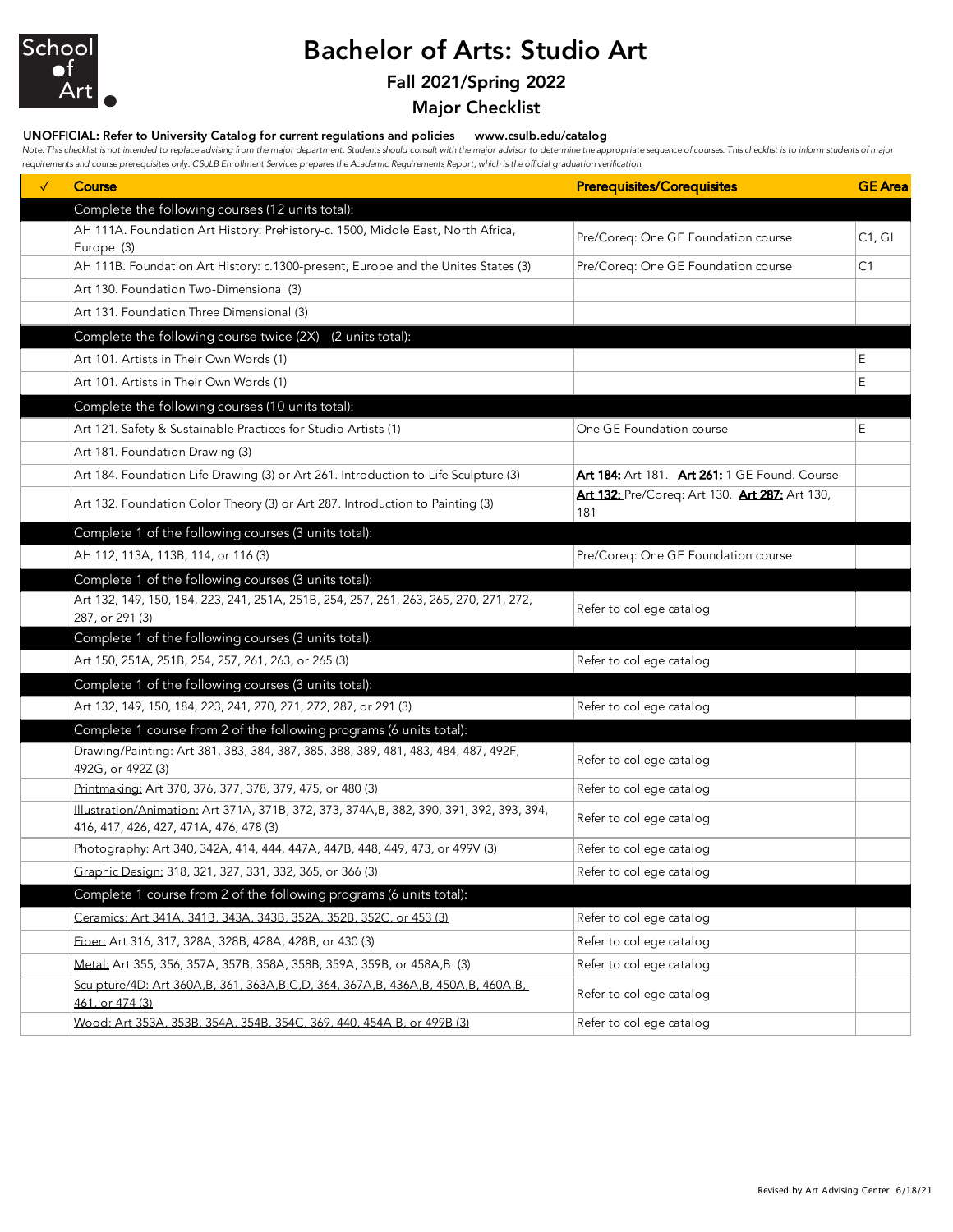# Bachelor of Arts: Studio Art

## Fall 2021/Spring 2022

## Major Checklist

**UNOFFICIAL: Refer to University Catalog for current regulations and policies www.csulb.edu/catalog**

*Note: This checklist is not intended to replace advising from the major department. Students should consult with the major advisor to determine the appropriate sequence of courses. This checklist is to inform students of major requirements and course prerequisites only. CSULB Enrollment Services prepares the Academic Requirements Report, which is the official graduation verification.*

| ✓ | Course | Prerequisites/Corequisites | GE Area |
|---|---|---|---|
| | **Complete the following courses (12 units total):** | | |
| | AH 111A. Foundation Art History: Prehistory-c. 1500, Middle East, North Africa, Europe (3) | Pre/Coreq: One GE Foundation course | C1, GI |
| | AH 111B. Foundation Art History: c.1300-present, Europe and the Unites States (3) | Pre/Coreq: One GE Foundation course | C1 |
| | Art 130. Foundation Two-Dimensional (3) | | |
| | Art 131. Foundation Three Dimensional (3) | | |
| | **Complete the following course twice (2X) (2 units total):** | | |
| | Art 101. Artists in Their Own Words (1) | | E |
| | Art 101. Artists in Their Own Words (1) | | E |
| | **Complete the following courses (10 units total):** | | |
| | Art 121. Safety & Sustainable Practices for Studio Artists (1) | One GE Foundation course | E |
| | Art 181. Foundation Drawing (3) | | |
| | Art 184. Foundation Life Drawing (3) or Art 261. Introduction to Life Sculpture (3) | **Art 184:** Art 181. **Art 261:** 1 GE Found. Course | |
| | Art 132. Foundation Color Theory (3) or Art 287. Introduction to Painting (3) | **Art 132:** Pre/Coreq: Art 130. **Art 287:** Art 130, 181 | |
| | **Complete 1 of the following courses (3 units total):** | | |
| | AH 112, 113A, 113B, 114, or 116 (3) | Pre/Coreq: One GE Foundation course | |
| | **Complete 1 of the following courses (3 units total):** | | |
| | Art 132, 149, 150, 184, 223, 241, 251A, 251B, 254, 257, 261, 263, 265, 270, 271, 272, 287, or 291 (3) | Refer to college catalog | |
| | **Complete 1 of the following courses (3 units total):** | | |
| | Art 150, 251A, 251B, 254, 257, 261, 263, or 265 (3) | Refer to college catalog | |
| | **Complete 1 of the following courses (3 units total):** | | |
| | Art 132, 149, 150, 184, 223, 241, 270, 271, 272, 287, or 291 (3) | Refer to college catalog | |
| | **Complete 1 course from 2 of the following programs (6 units total):** | | |
| | Drawing/Painting: Art 381, 383, 384, 387, 385, 388, 389, 481, 483, 484, 487, 492F, 492G, or 492Z (3) | Refer to college catalog | |
| | Printmaking: Art 370, 376, 377, 378, 379, 475, or 480 (3) | Refer to college catalog | |
| | Illustration/Animation: Art 371A, 371B, 372, 373, 374A,B, 382, 390, 391, 392, 393, 394, 416, 417, 426, 427, 471A, 476, 478 (3) | Refer to college catalog | |
| | Photography: Art 340, 342A, 414, 444, 447A, 447B, 448, 449, 473, or 499V (3) | Refer to college catalog | |
| | Graphic Design: 318, 321, 327, 331, 332, 365, or 366 (3) | Refer to college catalog | |
| | **Complete 1 course from 2 of the following programs (6 units total):** | | |
| | Ceramics: Art 341A, 341B, 343A, 343B, 352A, 352B, 352C, or 453 (3) | Refer to college catalog | |
| | Fiber: Art 316, 317, 328A, 328B, 428A, 428B, or 430 (3) | Refer to college catalog | |
| | Metal: Art 355, 356, 357A, 357B, 358A, 358B, 359A, 359B, or 458A,B (3) | Refer to college catalog | |
| | Sculpture/4D: Art 360A,B, 361, 363A,B,C,D, 364, 367A,B, 436A,B, 450A,B, 460A,B, 461, or 474 (3) | Refer to college catalog | |
| | Wood: Art 353A, 353B, 354A, 354B, 354C, 369, 440, 454A,B, or 499B (3) | Refer to college catalog | |

Revised by Art Advising Center 6/18/21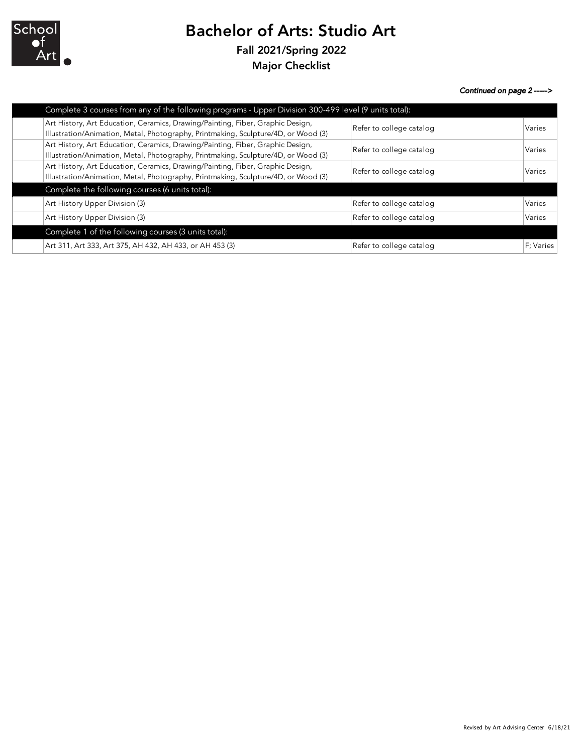# Bachelor of Arts: Studio Art

## Fall 2021/Spring 2022

## Major Checklist

*Continued on page 2 ----->*

| | | | |
|---|---|---|---|
| | Complete 3 courses from any of the following programs - Upper Division 300-499 level (9 units total): | | |
| | Art History, Art Education, Ceramics, Drawing/Painting, Fiber, Graphic Design, Illustration/Animation, Metal, Photography, Printmaking, Sculpture/4D, or Wood (3) | Refer to college catalog | Varies |
| | Art History, Art Education, Ceramics, Drawing/Painting, Fiber, Graphic Design, Illustration/Animation, Metal, Photography, Printmaking, Sculpture/4D, or Wood (3) | Refer to college catalog | Varies |
| | Art History, Art Education, Ceramics, Drawing/Painting, Fiber, Graphic Design, Illustration/Animation, Metal, Photography, Printmaking, Sculpture/4D, or Wood (3) | Refer to college catalog | Varies |
| | Complete the following courses (6 units total): | | |
| | Art History Upper Division (3) | Refer to college catalog | Varies |
| | Art History Upper Division (3) | Refer to college catalog | Varies |
| | Complete 1 of the following courses (3 units total): | | |
| | Art 311, Art 333, Art 375, AH 432, AH 433, or AH 453 (3) | Refer to college catalog | F; Varies |

Revised by Art Advising Center 6/18/21